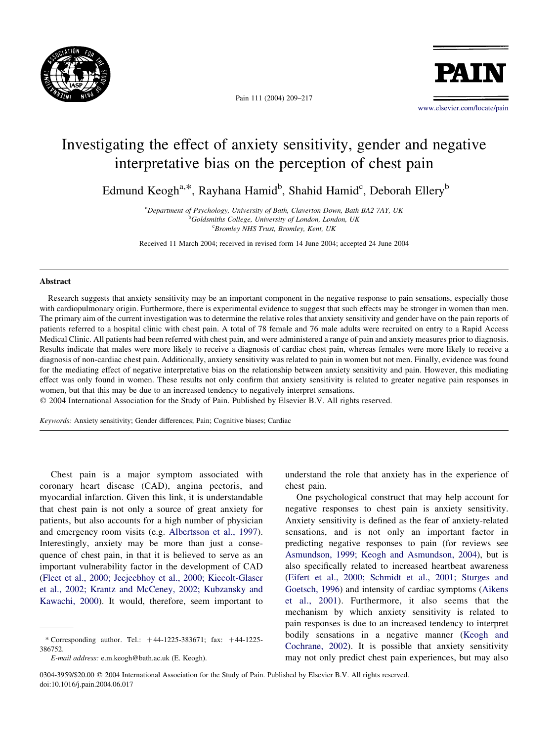# Investigating the effect of anxiety sensitivity, gender and negative interpretative bias on the perception of chest pain

Edmund Keogh[a,*], Rayhana Hamid[b], Shahid Hamid[c], Deborah Ellery[b]

[a]Department of Psychology, University of Bath, Claverton Down, Bath BA2 7AY, UK
[b]Goldsmiths College, University of London, London, UK
[c]Bromley NHS Trust, Bromley, Kent, UK

Received 11 March 2004; received in revised form 14 June 2004; accepted 24 June 2004

## Abstract

Research suggests that anxiety sensitivity may be an important component in the negative response to pain sensations, especially those with cardiopulmonary origin. Furthermore, there is experimental evidence to suggest that such effects may be stronger in women than men. The primary aim of the current investigation was to determine the relative roles that anxiety sensitivity and gender have on the pain reports of patients referred to a hospital clinic with chest pain. A total of 78 female and 76 male adults were recruited on entry to a Rapid Access Medical Clinic. All patients had been referred with chest pain, and were administered a range of pain and anxiety measures prior to diagnosis. Results indicate that males were more likely to receive a diagnosis of cardiac chest pain, whereas females were more likely to receive a diagnosis of non-cardiac chest pain. Additionally, anxiety sensitivity was related to pain in women but not men. Finally, evidence was found for the mediating effect of negative interpretative bias on the relationship between anxiety sensitivity and pain. However, this mediating effect was only found in women. These results not only confirm that anxiety sensitivity is related to greater negative pain responses in women, but that this may be due to an increased tendency to negatively interpret sensations.

© 2004 International Association for the Study of Pain. Published by Elsevier B.V. All rights reserved.

*Keywords:* Anxiety sensitivity; Gender differences; Pain; Cognitive biases; Cardiac

Chest pain is a major symptom associated with coronary heart disease (CAD), angina pectoris, and myocardial infarction. Given this link, it is understandable that chest pain is not only a source of great anxiety for patients, but also accounts for a high number of physician and emergency room visits (e.g. Albertsson et al., 1997). Interestingly, anxiety may be more than just a consequence of chest pain, in that it is believed to serve as an important vulnerability factor in the development of CAD (Fleet et al., 2000; Jeejeebhoy et al., 2000; Kiecolt-Glaser et al., 2002; Krantz and McCeney, 2002; Kubzansky and Kawachi, 2000). It would, therefore, seem important to understand the role that anxiety has in the experience of chest pain.

One psychological construct that may help account for negative responses to chest pain is anxiety sensitivity. Anxiety sensitivity is defined as the fear of anxiety-related sensations, and is not only an important factor in predicting negative responses to pain (for reviews see Asmundson, 1999; Keogh and Asmundson, 2004), but is also specifically related to increased heartbeat awareness (Eifert et al., 2000; Schmidt et al., 2001; Sturges and Goetsch, 1996) and intensity of cardiac symptoms (Aikens et al., 2001). Furthermore, it also seems that the mechanism by which anxiety sensitivity is related to pain responses is due to an increased tendency to interpret bodily sensations in a negative manner (Keogh and Cochrane, 2002). It is possible that anxiety sensitivity may not only predict chest pain experiences, but may also

* Corresponding author. Tel.: +44-1225-383671; fax: +44-1225-386752.
*E-mail address:* e.m.keogh@bath.ac.uk (E. Keogh).

0304-3959/$20.00 © 2004 International Association for the Study of Pain. Published by Elsevier B.V. All rights reserved.
doi:10.1016/j.pain.2004.06.017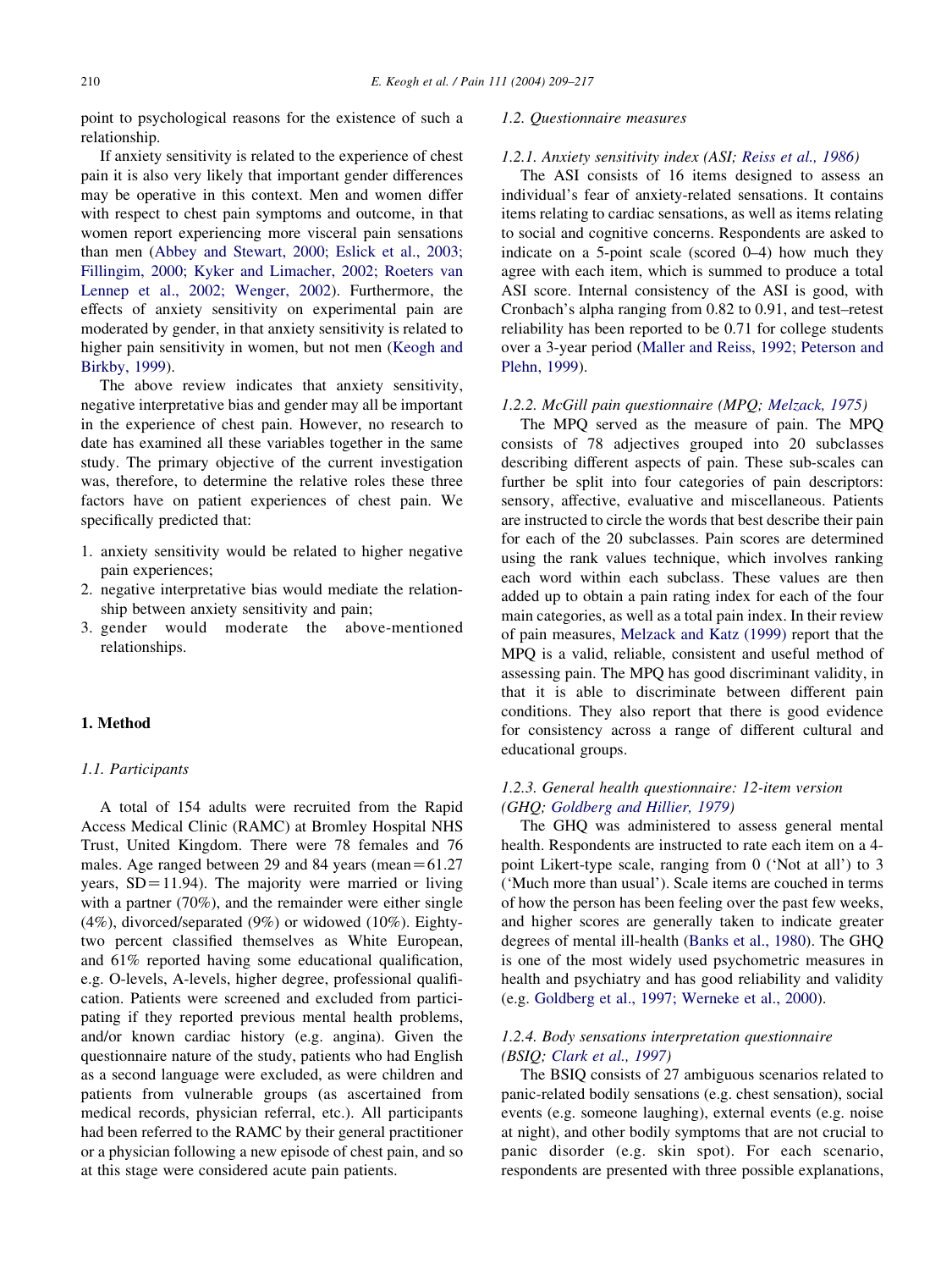point to psychological reasons for the existence of such a relationship.

If anxiety sensitivity is related to the experience of chest pain it is also very likely that important gender differences may be operative in this context. Men and women differ with respect to chest pain symptoms and outcome, in that women report experiencing more visceral pain sensations than men (Abbey and Stewart, 2000; Eslick et al., 2003; Fillingim, 2000; Kyker and Limacher, 2002; Roeters van Lennep et al., 2002; Wenger, 2002). Furthermore, the effects of anxiety sensitivity on experimental pain are moderated by gender, in that anxiety sensitivity is related to higher pain sensitivity in women, but not men (Keogh and Birkby, 1999).

The above review indicates that anxiety sensitivity, negative interpretative bias and gender may all be important in the experience of chest pain. However, no research to date has examined all these variables together in the same study. The primary objective of the current investigation was, therefore, to determine the relative roles these three factors have on patient experiences of chest pain. We specifically predicted that:

1. anxiety sensitivity would be related to higher negative pain experiences;
2. negative interpretative bias would mediate the relationship between anxiety sensitivity and pain;
3. gender would moderate the above-mentioned relationships.

## 1. Method

### 1.1. Participants

A total of 154 adults were recruited from the Rapid Access Medical Clinic (RAMC) at Bromley Hospital NHS Trust, United Kingdom. There were 78 females and 76 males. Age ranged between 29 and 84 years (mean = 61.27 years, SD = 11.94). The majority were married or living with a partner (70%), and the remainder were either single (4%), divorced/separated (9%) or widowed (10%). Eighty-two percent classified themselves as White European, and 61% reported having some educational qualification, e.g. O-levels, A-levels, higher degree, professional qualification. Patients were screened and excluded from participating if they reported previous mental health problems, and/or known cardiac history (e.g. angina). Given the questionnaire nature of the study, patients who had English as a second language were excluded, as were children and patients from vulnerable groups (as ascertained from medical records, physician referral, etc.). All participants had been referred to the RAMC by their general practitioner or a physician following a new episode of chest pain, and so at this stage were considered acute pain patients.

### 1.2. Questionnaire measures

#### 1.2.1. Anxiety sensitivity index (ASI; Reiss et al., 1986)

The ASI consists of 16 items designed to assess an individual's fear of anxiety-related sensations. It contains items relating to cardiac sensations, as well as items relating to social and cognitive concerns. Respondents are asked to indicate on a 5-point scale (scored 0–4) how much they agree with each item, which is summed to produce a total ASI score. Internal consistency of the ASI is good, with Cronbach's alpha ranging from 0.82 to 0.91, and test–retest reliability has been reported to be 0.71 for college students over a 3-year period (Maller and Reiss, 1992; Peterson and Plehn, 1999).

#### 1.2.2. McGill pain questionnaire (MPQ; Melzack, 1975)

The MPQ served as the measure of pain. The MPQ consists of 78 adjectives grouped into 20 subclasses describing different aspects of pain. These sub-scales can further be split into four categories of pain descriptors: sensory, affective, evaluative and miscellaneous. Patients are instructed to circle the words that best describe their pain for each of the 20 subclasses. Pain scores are determined using the rank values technique, which involves ranking each word within each subclass. These values are then added up to obtain a pain rating index for each of the four main categories, as well as a total pain index. In their review of pain measures, Melzack and Katz (1999) report that the MPQ is a valid, reliable, consistent and useful method of assessing pain. The MPQ has good discriminant validity, in that it is able to discriminate between different pain conditions. They also report that there is good evidence for consistency across a range of different cultural and educational groups.

#### 1.2.3. General health questionnaire: 12-item version (GHQ; Goldberg and Hillier, 1979)

The GHQ was administered to assess general mental health. Respondents are instructed to rate each item on a 4-point Likert-type scale, ranging from 0 ('Not at all') to 3 ('Much more than usual'). Scale items are couched in terms of how the person has been feeling over the past few weeks, and higher scores are generally taken to indicate greater degrees of mental ill-health (Banks et al., 1980). The GHQ is one of the most widely used psychometric measures in health and psychiatry and has good reliability and validity (e.g. Goldberg et al., 1997; Werneke et al., 2000).

#### 1.2.4. Body sensations interpretation questionnaire (BSIQ; Clark et al., 1997)

The BSIQ consists of 27 ambiguous scenarios related to panic-related bodily sensations (e.g. chest sensation), social events (e.g. someone laughing), external events (e.g. noise at night), and other bodily symptoms that are not crucial to panic disorder (e.g. skin spot). For each scenario, respondents are presented with three possible explanations,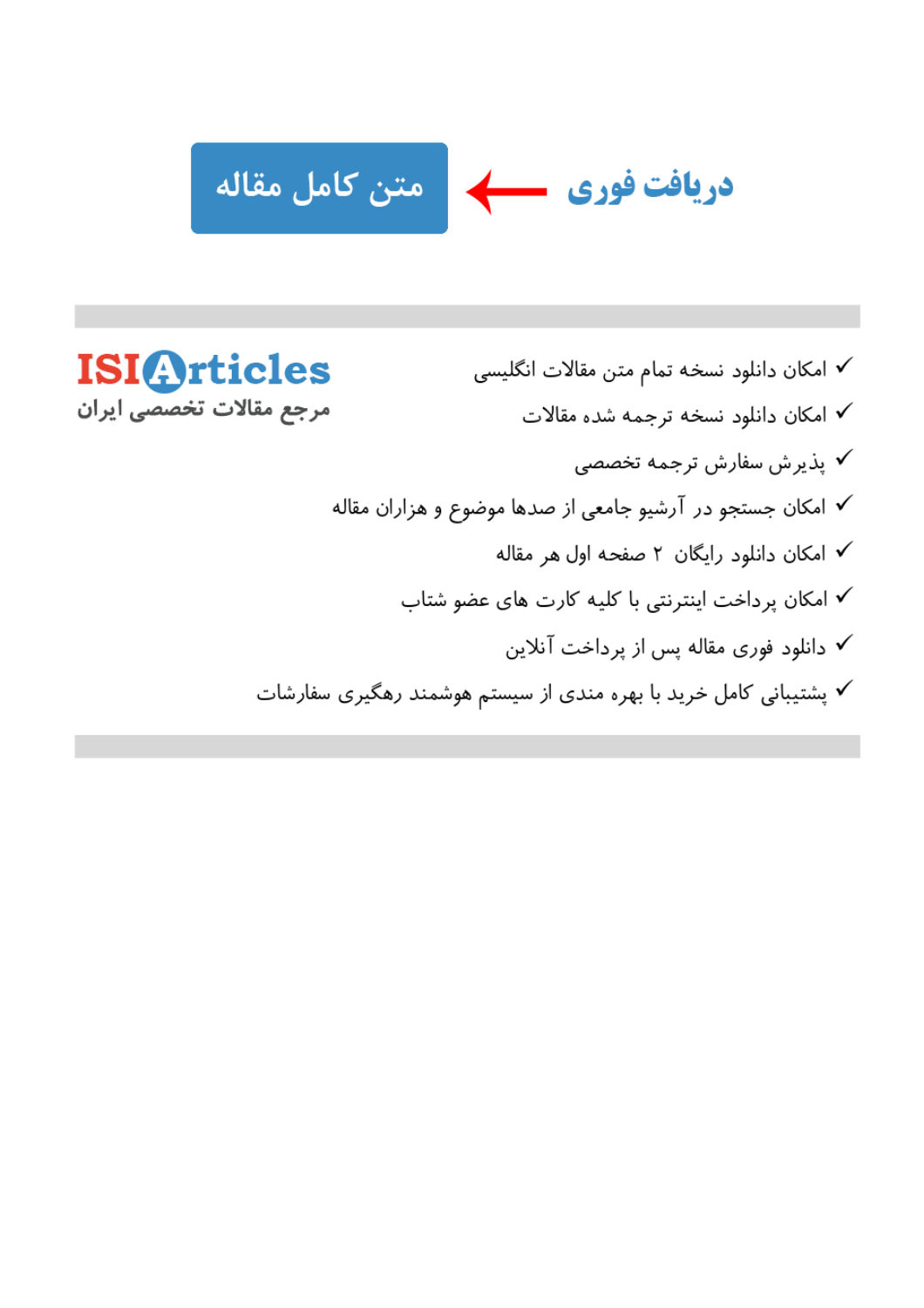دریافت فوری ← متن کامل مقاله

**ISIArticles**
مرجع مقالات تخصصی ایران

- ✓ امکان دانلود نسخه تمام متن مقالات انگلیسی
- ✓ امکان دانلود نسخه ترجمه شده مقالات
- ✓ پذیرش سفارش ترجمه تخصصی
- ✓ امکان جستجو در آرشیو جامعی از صدها موضوع و هزاران مقاله
- ✓ امکان دانلود رایگان ۲ صفحه اول هر مقاله
- ✓ امکان پرداخت اینترنتی با کلیه کارت های عضو شتاب
- ✓ دانلود فوری مقاله پس از پرداخت آنلاین
- ✓ پشتیبانی کامل خرید با بهره مندی از سیستم هوشمند رهگیری سفارشات